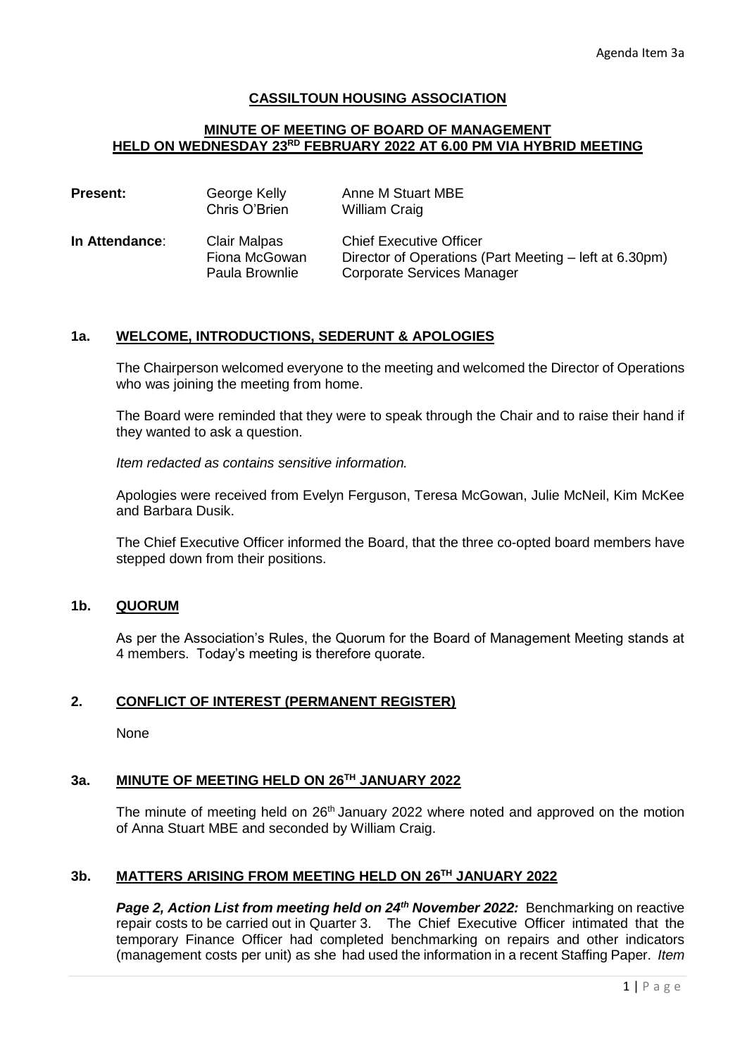Agenda Item 3a

# CASSILTOUN HOUSING ASSOCIATION

## MINUTE OF MEETING OF BOARD OF MANAGEMENT HELD ON WEDNESDAY 23RD FEBRUARY 2022 AT 6.00 PM VIA HYBRID MEETING

| | | |
|---|---|---|
| **Present:** | George Kelly | Anne M Stuart MBE |
| | Chris O'Brien | William Craig |
| **In Attendance:** | Clair Malpas | Chief Executive Officer |
| | Fiona McGowan | Director of Operations (Part Meeting – left at 6.30pm) |
| | Paula Brownlie | Corporate Services Manager |

### 1a. WELCOME, INTRODUCTIONS, SEDERUNT & APOLOGIES

The Chairperson welcomed everyone to the meeting and welcomed the Director of Operations who was joining the meeting from home.

The Board were reminded that they were to speak through the Chair and to raise their hand if they wanted to ask a question.

*Item redacted as contains sensitive information.*

Apologies were received from Evelyn Ferguson, Teresa McGowan, Julie McNeil, Kim McKee and Barbara Dusik.

The Chief Executive Officer informed the Board, that the three co-opted board members have stepped down from their positions.

### 1b. QUORUM

As per the Association's Rules, the Quorum for the Board of Management Meeting stands at 4 members. Today's meeting is therefore quorate.

### 2. CONFLICT OF INTEREST (PERMANENT REGISTER)

None

### 3a. MINUTE OF MEETING HELD ON 26TH JANUARY 2022

The minute of meeting held on 26th January 2022 where noted and approved on the motion of Anna Stuart MBE and seconded by William Craig.

### 3b. MATTERS ARISING FROM MEETING HELD ON 26TH JANUARY 2022

***Page 2, Action List from meeting held on 24th November 2022:*** Benchmarking on reactive repair costs to be carried out in Quarter 3. The Chief Executive Officer intimated that the temporary Finance Officer had completed benchmarking on repairs and other indicators (management costs per unit) as she had used the information in a recent Staffing Paper. *Item*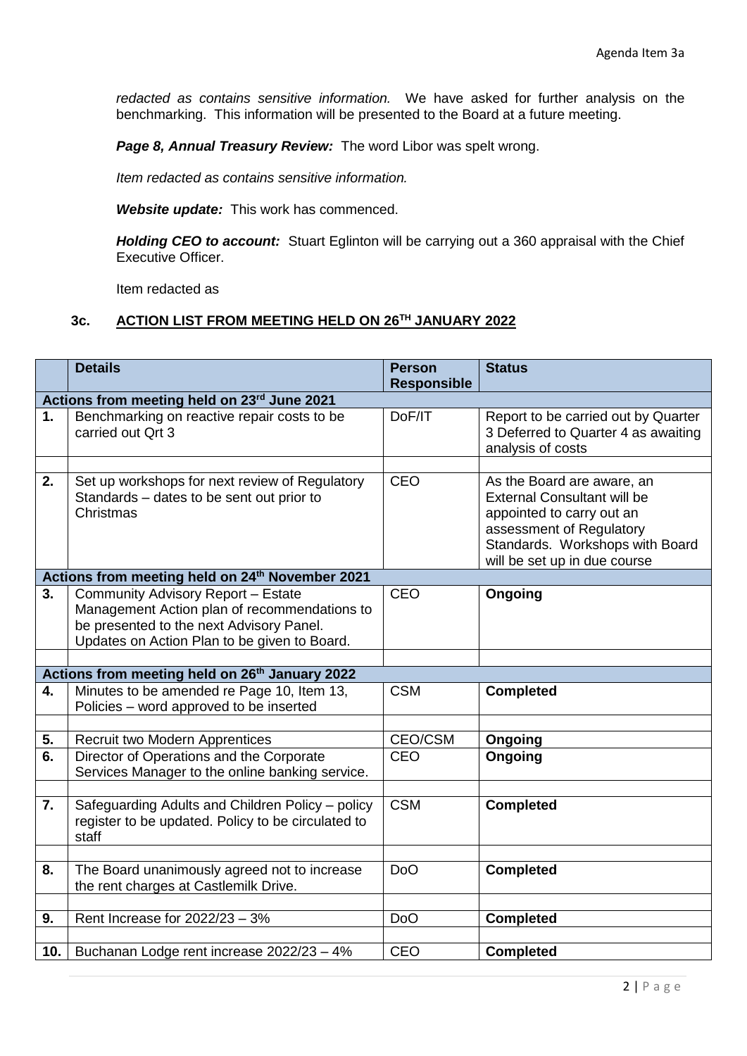*redacted as contains sensitive information.* We have asked for further analysis on the benchmarking. This information will be presented to the Board at a future meeting.

***Page 8, Annual Treasury Review:*** The word Libor was spelt wrong.

*Item redacted as contains sensitive information.*

***Website update:*** This work has commenced.

***Holding CEO to account:*** Stuart Eglinton will be carrying out a 360 appraisal with the Chief Executive Officer.

Item redacted as

## 3c. ACTION LIST FROM MEETING HELD ON 26TH JANUARY 2022

| | Details | Person Responsible | Status |
|---|---|---|---|
| **Actions from meeting held on 23rd June 2021** | | | |
| **1.** | Benchmarking on reactive repair costs to be carried out Qrt 3 | DoF/IT | Report to be carried out by Quarter 3 Deferred to Quarter 4 as awaiting analysis of costs |
| | | | |
| **2.** | Set up workshops for next review of Regulatory Standards – dates to be sent out prior to Christmas | CEO | As the Board are aware, an External Consultant will be appointed to carry out an assessment of Regulatory Standards. Workshops with Board will be set up in due course |
| **Actions from meeting held on 24th November 2021** | | | |
| **3.** | Community Advisory Report – Estate Management Action plan of recommendations to be presented to the next Advisory Panel. Updates on Action Plan to be given to Board. | CEO | **Ongoing** |
| | | | |
| **Actions from meeting held on 26th January 2022** | | | |
| **4.** | Minutes to be amended re Page 10, Item 13, Policies – word approved to be inserted | CSM | **Completed** |
| | | | |
| **5.** | Recruit two Modern Apprentices | CEO/CSM | **Ongoing** |
| **6.** | Director of Operations and the Corporate Services Manager to the online banking service. | CEO | **Ongoing** |
| | | | |
| **7.** | Safeguarding Adults and Children Policy – policy register to be updated. Policy to be circulated to staff | CSM | **Completed** |
| | | | |
| **8.** | The Board unanimously agreed not to increase the rent charges at Castlemilk Drive. | DoO | **Completed** |
| | | | |
| **9.** | Rent Increase for 2022/23 – 3% | DoO | **Completed** |
| | | | |
| **10.** | Buchanan Lodge rent increase 2022/23 – 4% | CEO | **Completed** |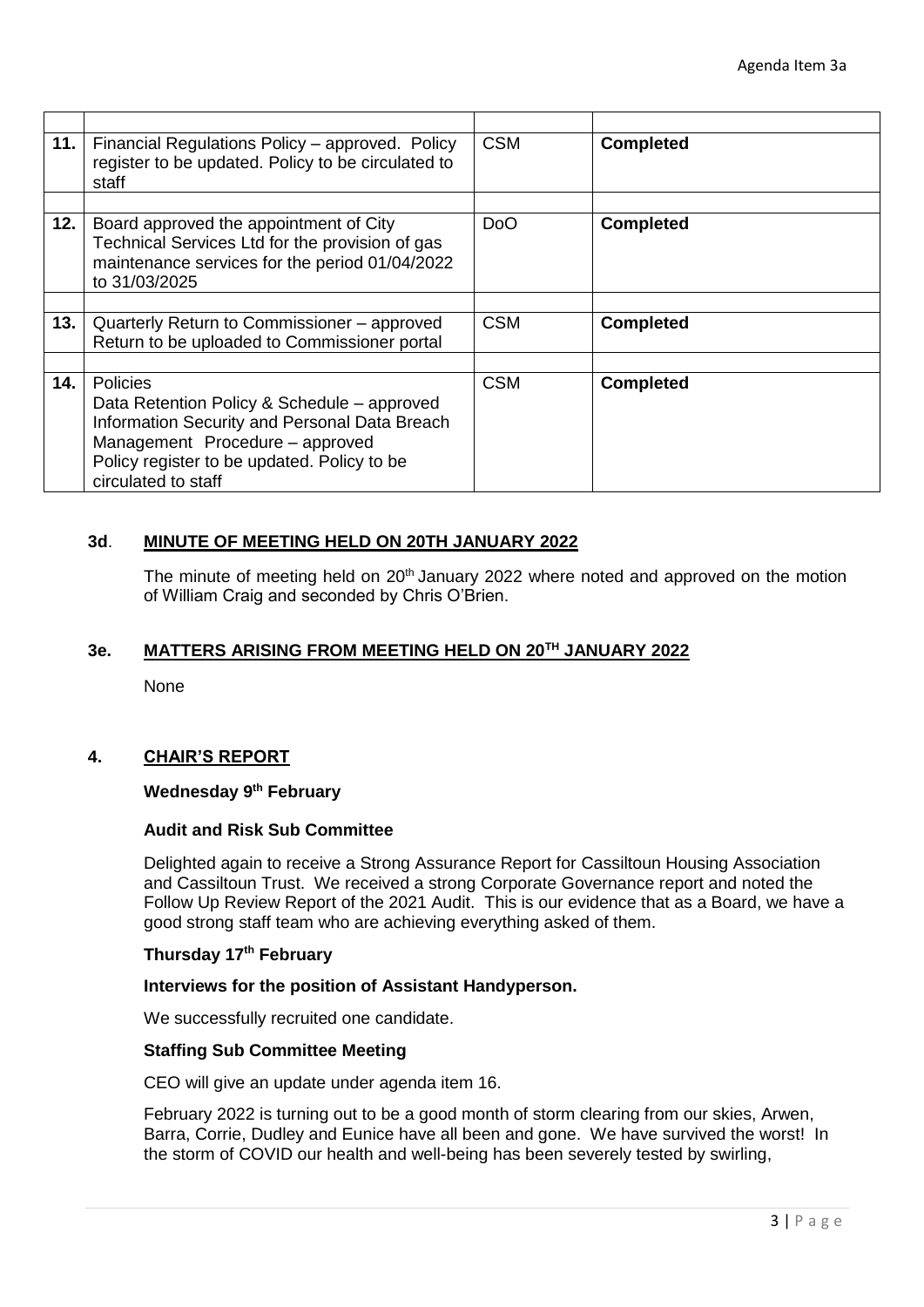| | | | |
|---|---|---|---|
| **11.** | Financial Regulations Policy – approved. Policy register to be updated. Policy to be circulated to staff | CSM | **Completed** |
| | | | |
| **12.** | Board approved the appointment of City Technical Services Ltd for the provision of gas maintenance services for the period 01/04/2022 to 31/03/2025 | DoO | **Completed** |
| | | | |
| **13.** | Quarterly Return to Commissioner – approved Return to be uploaded to Commissioner portal | CSM | **Completed** |
| | | | |
| **14.** | Policies<br>Data Retention Policy & Schedule – approved<br>Information Security and Personal Data Breach Management Procedure – approved<br>Policy register to be updated. Policy to be circulated to staff | CSM | **Completed** |

### 3d. MINUTE OF MEETING HELD ON 20TH JANUARY 2022

The minute of meeting held on 20th January 2022 where noted and approved on the motion of William Craig and seconded by Chris O'Brien.

### 3e. MATTERS ARISING FROM MEETING HELD ON 20TH JANUARY 2022

None

## 4. CHAIR'S REPORT

**Wednesday 9th February**

**Audit and Risk Sub Committee**

Delighted again to receive a Strong Assurance Report for Cassiltoun Housing Association and Cassiltoun Trust. We received a strong Corporate Governance report and noted the Follow Up Review Report of the 2021 Audit. This is our evidence that as a Board, we have a good strong staff team who are achieving everything asked of them.

**Thursday 17th February**

**Interviews for the position of Assistant Handyperson.**

We successfully recruited one candidate.

**Staffing Sub Committee Meeting**

CEO will give an update under agenda item 16.

February 2022 is turning out to be a good month of storm clearing from our skies, Arwen, Barra, Corrie, Dudley and Eunice have all been and gone. We have survived the worst! In the storm of COVID our health and well-being has been severely tested by swirling,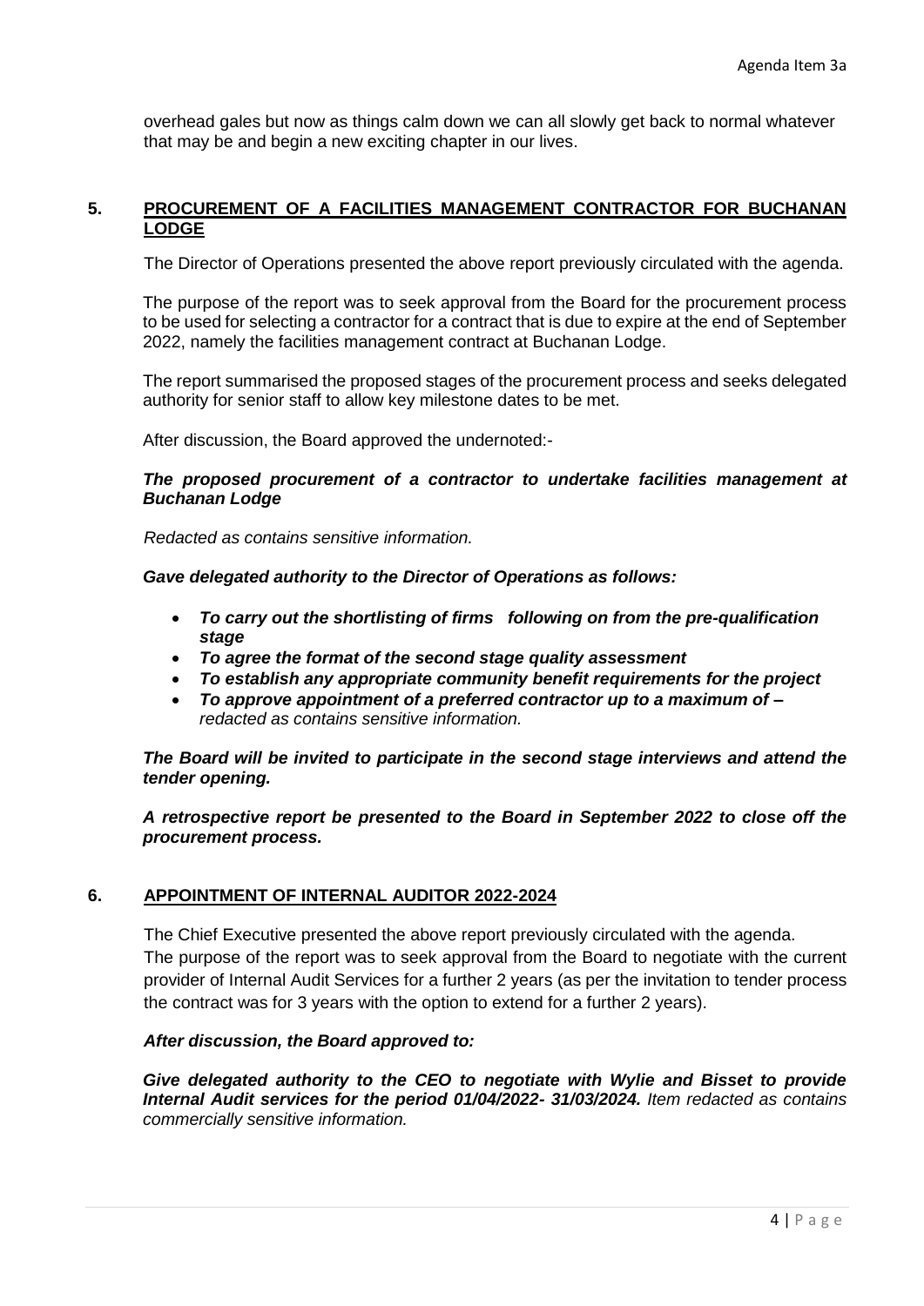overhead gales but now as things calm down we can all slowly get back to normal whatever that may be and begin a new exciting chapter in our lives.

## 5. PROCUREMENT OF A FACILITIES MANAGEMENT CONTRACTOR FOR BUCHANAN LODGE

The Director of Operations presented the above report previously circulated with the agenda.

The purpose of the report was to seek approval from the Board for the procurement process to be used for selecting a contractor for a contract that is due to expire at the end of September 2022, namely the facilities management contract at Buchanan Lodge.

The report summarised the proposed stages of the procurement process and seeks delegated authority for senior staff to allow key milestone dates to be met.

After discussion, the Board approved the undernoted:-

***The proposed procurement of a contractor to undertake facilities management at Buchanan Lodge***

*Redacted as contains sensitive information.*

***Gave delegated authority to the Director of Operations as follows:***

- ***To carry out the shortlisting of firms following on from the pre-qualification stage***
- ***To agree the format of the second stage quality assessment***
- ***To establish any appropriate community benefit requirements for the project***
- ***To approve appointment of a preferred contractor up to a maximum of –*** *redacted as contains sensitive information.*

***The Board will be invited to participate in the second stage interviews and attend the tender opening.***

***A retrospective report be presented to the Board in September 2022 to close off the procurement process.***

## 6. APPOINTMENT OF INTERNAL AUDITOR 2022-2024

The Chief Executive presented the above report previously circulated with the agenda. The purpose of the report was to seek approval from the Board to negotiate with the current provider of Internal Audit Services for a further 2 years (as per the invitation to tender process the contract was for 3 years with the option to extend for a further 2 years).

***After discussion, the Board approved to:***

***Give delegated authority to the CEO to negotiate with Wylie and Bisset to provide Internal Audit services for the period 01/04/2022- 31/03/2024.*** *Item redacted as contains commercially sensitive information.*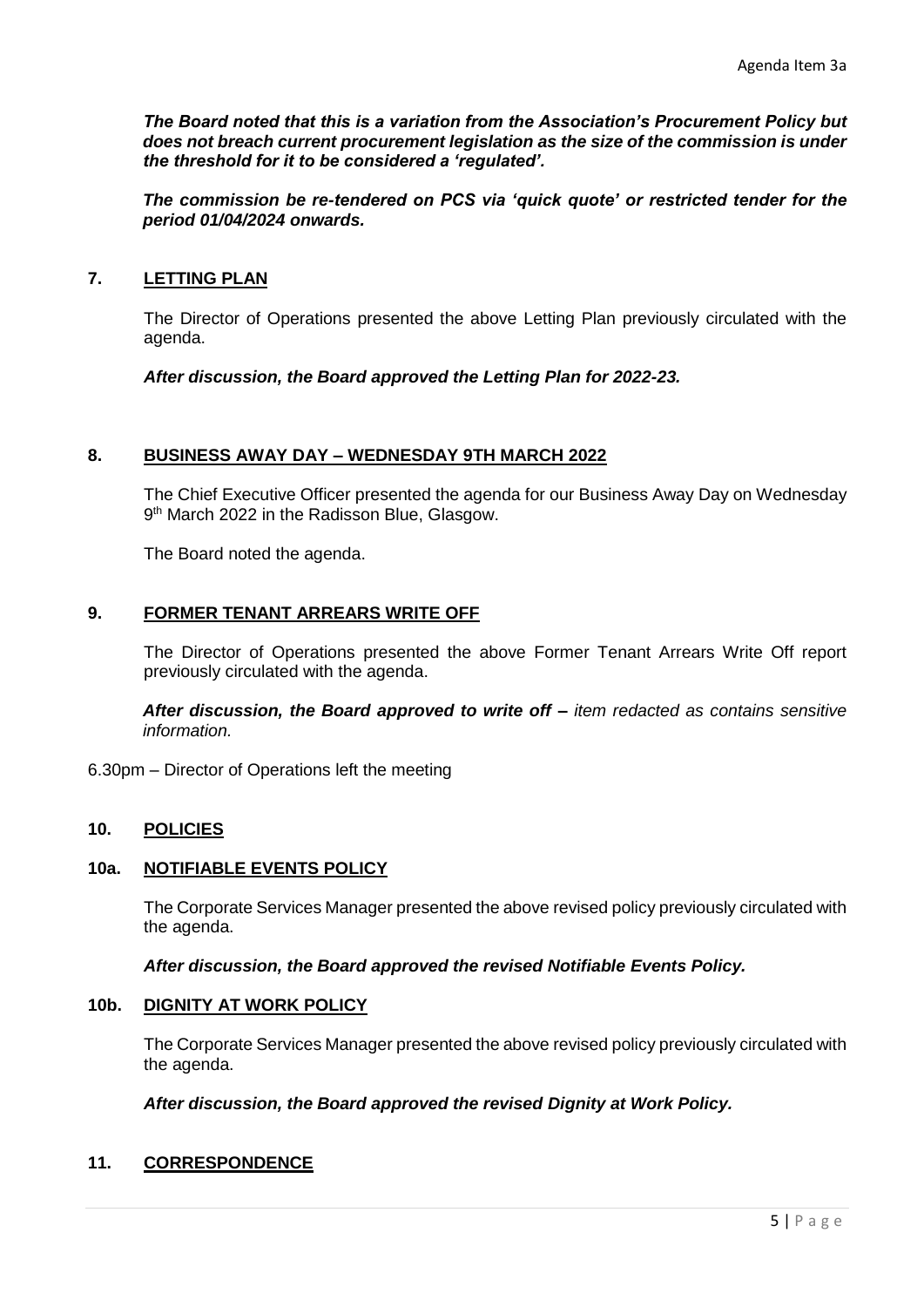***The Board noted that this is a variation from the Association's Procurement Policy but does not breach current procurement legislation as the size of the commission is under the threshold for it to be considered a 'regulated'.***

***The commission be re-tendered on PCS via 'quick quote' or restricted tender for the period 01/04/2024 onwards.***

## 7. LETTING PLAN

The Director of Operations presented the above Letting Plan previously circulated with the agenda.

***After discussion, the Board approved the Letting Plan for 2022-23.***

## 8. BUSINESS AWAY DAY – WEDNESDAY 9TH MARCH 2022

The Chief Executive Officer presented the agenda for our Business Away Day on Wednesday 9th March 2022 in the Radisson Blue, Glasgow.

The Board noted the agenda.

## 9. FORMER TENANT ARREARS WRITE OFF

The Director of Operations presented the above Former Tenant Arrears Write Off report previously circulated with the agenda.

***After discussion, the Board approved to write off –*** *item redacted as contains sensitive information.*

6.30pm – Director of Operations left the meeting

## 10. POLICIES

### 10a. NOTIFIABLE EVENTS POLICY

The Corporate Services Manager presented the above revised policy previously circulated with the agenda.

***After discussion, the Board approved the revised Notifiable Events Policy.***

### 10b. DIGNITY AT WORK POLICY

The Corporate Services Manager presented the above revised policy previously circulated with the agenda.

***After discussion, the Board approved the revised Dignity at Work Policy.***

## 11. CORRESPONDENCE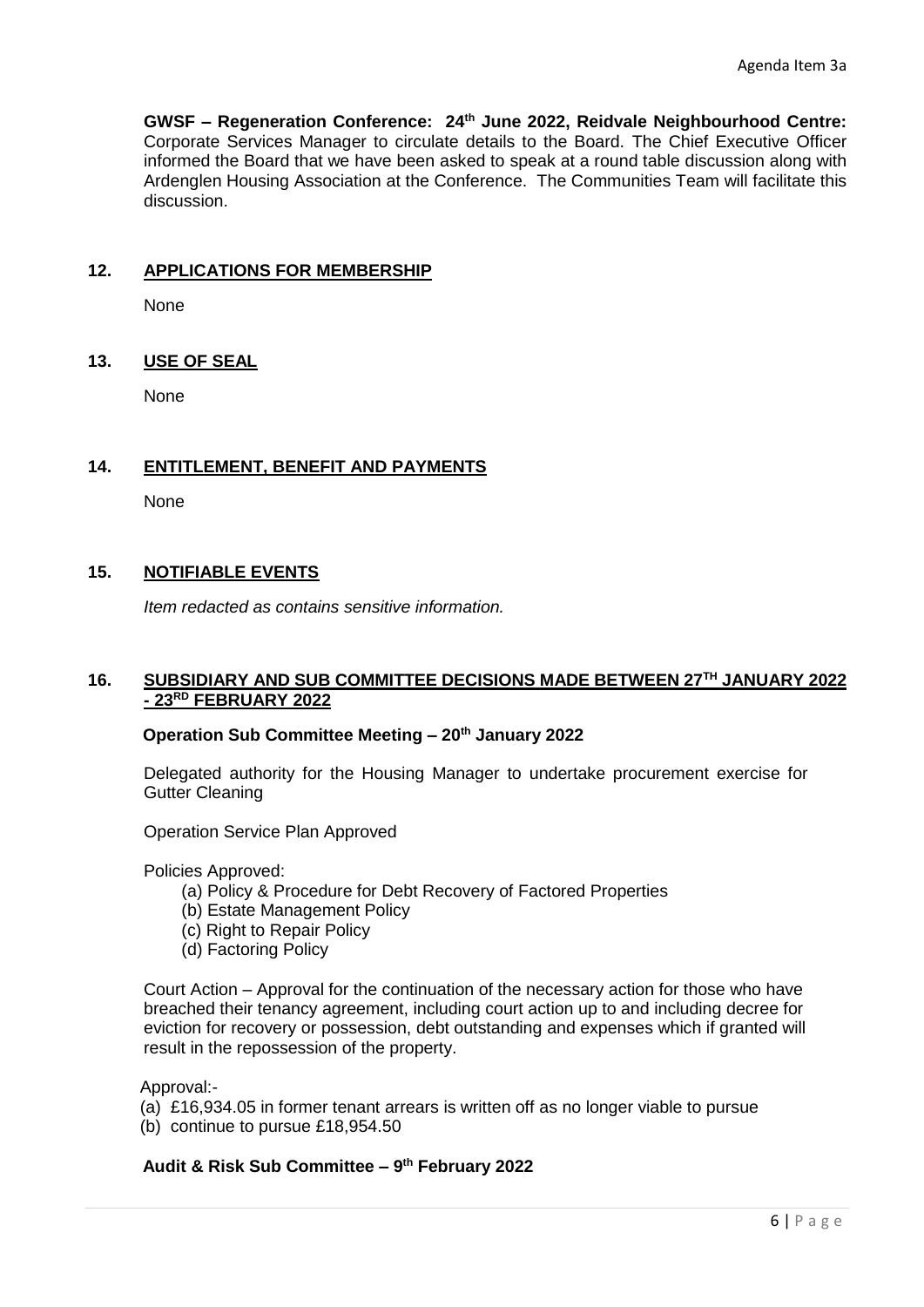**GWSF – Regeneration Conference: 24th June 2022, Reidvale Neighbourhood Centre:** Corporate Services Manager to circulate details to the Board. The Chief Executive Officer informed the Board that we have been asked to speak at a round table discussion along with Ardenglen Housing Association at the Conference. The Communities Team will facilitate this discussion.

## 12. APPLICATIONS FOR MEMBERSHIP

None

## 13. USE OF SEAL

None

## 14. ENTITLEMENT, BENEFIT AND PAYMENTS

None

## 15. NOTIFIABLE EVENTS

*Item redacted as contains sensitive information.*

## 16. SUBSIDIARY AND SUB COMMITTEE DECISIONS MADE BETWEEN 27TH JANUARY 2022 - 23RD FEBRUARY 2022

**Operation Sub Committee Meeting – 20th January 2022**

Delegated authority for the Housing Manager to undertake procurement exercise for Gutter Cleaning

Operation Service Plan Approved

Policies Approved:

(a) Policy & Procedure for Debt Recovery of Factored Properties
(b) Estate Management Policy
(c) Right to Repair Policy
(d) Factoring Policy

Court Action – Approval for the continuation of the necessary action for those who have breached their tenancy agreement, including court action up to and including decree for eviction for recovery or possession, debt outstanding and expenses which if granted will result in the repossession of the property.

Approval:-

(a) £16,934.05 in former tenant arrears is written off as no longer viable to pursue
(b) continue to pursue £18,954.50

**Audit & Risk Sub Committee – 9th February 2022**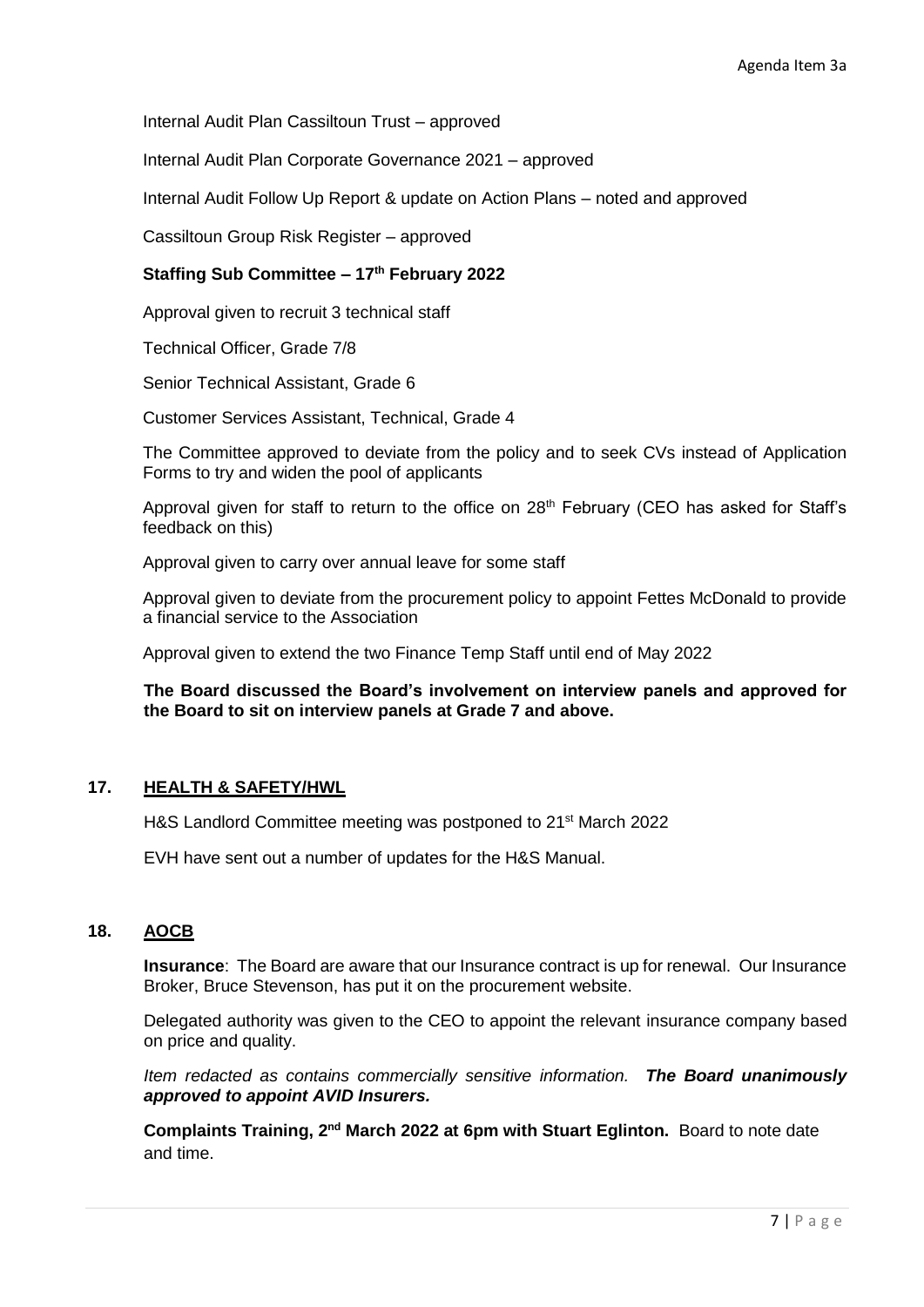Internal Audit Plan Cassiltoun Trust – approved

Internal Audit Plan Corporate Governance 2021 – approved

Internal Audit Follow Up Report & update on Action Plans – noted and approved

Cassiltoun Group Risk Register – approved

**Staffing Sub Committee – 17th February 2022**

Approval given to recruit 3 technical staff

Technical Officer, Grade 7/8

Senior Technical Assistant, Grade 6

Customer Services Assistant, Technical, Grade 4

The Committee approved to deviate from the policy and to seek CVs instead of Application Forms to try and widen the pool of applicants

Approval given for staff to return to the office on 28th February (CEO has asked for Staff's feedback on this)

Approval given to carry over annual leave for some staff

Approval given to deviate from the procurement policy to appoint Fettes McDonald to provide a financial service to the Association

Approval given to extend the two Finance Temp Staff until end of May 2022

**The Board discussed the Board's involvement on interview panels and approved for the Board to sit on interview panels at Grade 7 and above.**

## 17. HEALTH & SAFETY/HWL

H&S Landlord Committee meeting was postponed to 21st March 2022

EVH have sent out a number of updates for the H&S Manual.

## 18. AOCB

**Insurance**: The Board are aware that our Insurance contract is up for renewal. Our Insurance Broker, Bruce Stevenson, has put it on the procurement website.

Delegated authority was given to the CEO to appoint the relevant insurance company based on price and quality.

*Item redacted as contains commercially sensitive information.* ***The Board unanimously approved to appoint AVID Insurers.***

**Complaints Training, 2nd March 2022 at 6pm with Stuart Eglinton.** Board to note date and time.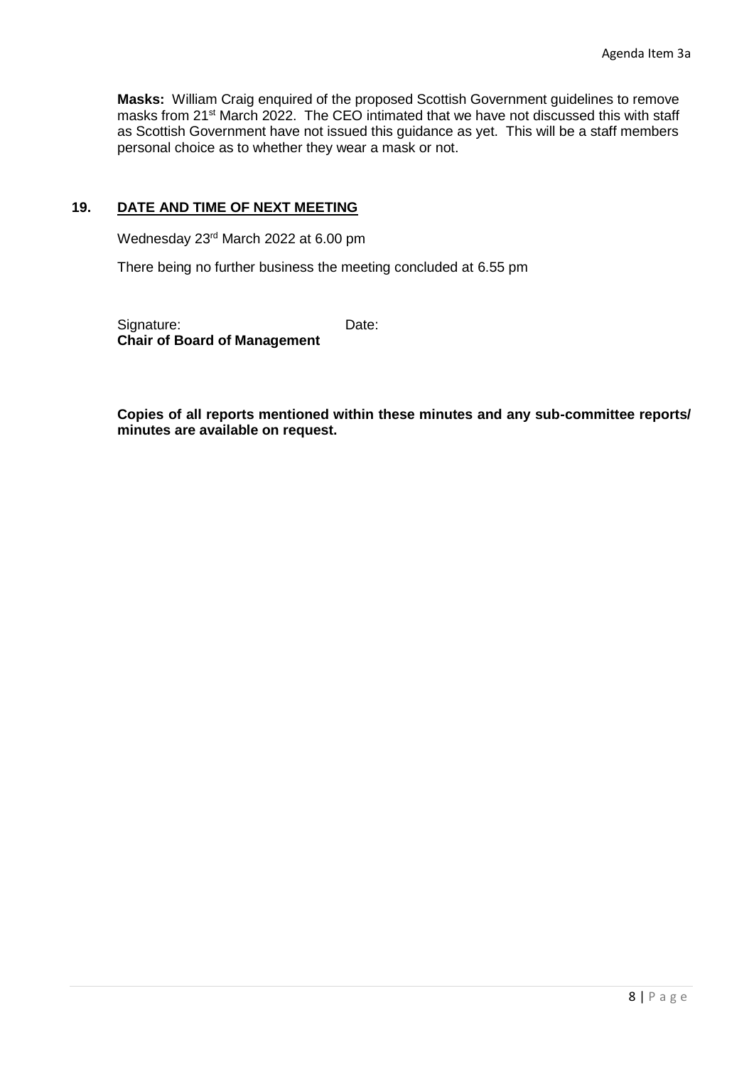**Masks:** William Craig enquired of the proposed Scottish Government guidelines to remove masks from 21st March 2022. The CEO intimated that we have not discussed this with staff as Scottish Government have not issued this guidance as yet. This will be a staff members personal choice as to whether they wear a mask or not.

## 19. DATE AND TIME OF NEXT MEETING

Wednesday 23rd March 2022 at 6.00 pm

There being no further business the meeting concluded at 6.55 pm

Signature: Date:
**Chair of Board of Management**

**Copies of all reports mentioned within these minutes and any sub-committee reports/ minutes are available on request.**